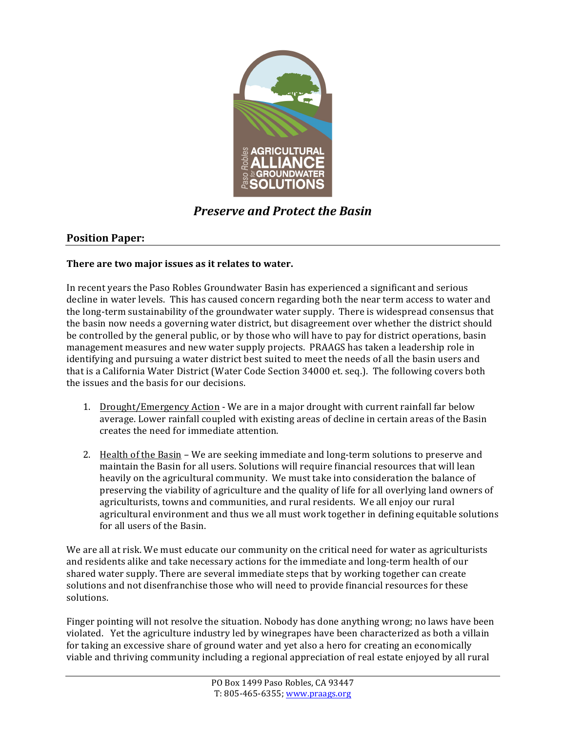*Preserve and Protect the Basin*

## Position Paper:

**There are two major issues as it relates to water.**

In recent years the Paso Robles Groundwater Basin has experienced a significant and serious decline in water levels. This has caused concern regarding both the near term access to water and the long-term sustainability of the groundwater water supply. There is widespread consensus that the basin now needs a governing water district, but disagreement over whether the district should be controlled by the general public, or by those who will have to pay for district operations, basin management measures and new water supply projects. PRAAGS has taken a leadership role in identifying and pursuing a water district best suited to meet the needs of all the basin users and that is a California Water District (Water Code Section 34000 et. seq.). The following covers both the issues and the basis for our decisions.

1. Drought/Emergency Action - We are in a major drought with current rainfall far below average. Lower rainfall coupled with existing areas of decline in certain areas of the Basin creates the need for immediate attention.

2. Health of the Basin – We are seeking immediate and long-term solutions to preserve and maintain the Basin for all users. Solutions will require financial resources that will lean heavily on the agricultural community. We must take into consideration the balance of preserving the viability of agriculture and the quality of life for all overlying land owners of agriculturists, towns and communities, and rural residents. We all enjoy our rural agricultural environment and thus we all must work together in defining equitable solutions for all users of the Basin.

We are all at risk. We must educate our community on the critical need for water as agriculturists and residents alike and take necessary actions for the immediate and long-term health of our shared water supply. There are several immediate steps that by working together can create solutions and not disenfranchise those who will need to provide financial resources for these solutions.

Finger pointing will not resolve the situation. Nobody has done anything wrong; no laws have been violated. Yet the agriculture industry led by winegrapes have been characterized as both a villain for taking an excessive share of ground water and yet also a hero for creating an economically viable and thriving community including a regional appreciation of real estate enjoyed by all rural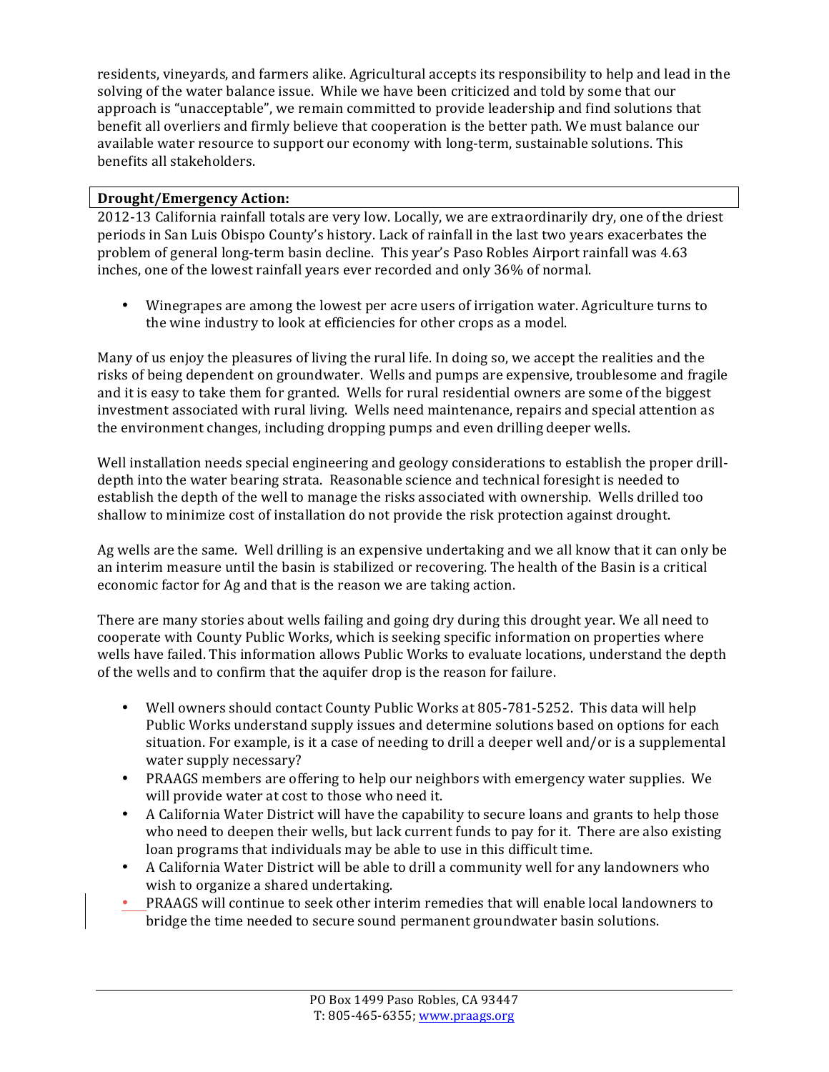residents, vineyards, and farmers alike. Agricultural accepts its responsibility to help and lead in the solving of the water balance issue. While we have been criticized and told by some that our approach is "unacceptable", we remain committed to provide leadership and find solutions that benefit all overliers and firmly believe that cooperation is the better path. We must balance our available water resource to support our economy with long-term, sustainable solutions. This benefits all stakeholders.

**Drought/Emergency Action:**

2012-13 California rainfall totals are very low. Locally, we are extraordinarily dry, one of the driest periods in San Luis Obispo County's history. Lack of rainfall in the last two years exacerbates the problem of general long-term basin decline. This year's Paso Robles Airport rainfall was 4.63 inches, one of the lowest rainfall years ever recorded and only 36% of normal.

- Winegrapes are among the lowest per acre users of irrigation water. Agriculture turns to the wine industry to look at efficiencies for other crops as a model.

Many of us enjoy the pleasures of living the rural life. In doing so, we accept the realities and the risks of being dependent on groundwater. Wells and pumps are expensive, troublesome and fragile and it is easy to take them for granted. Wells for rural residential owners are some of the biggest investment associated with rural living. Wells need maintenance, repairs and special attention as the environment changes, including dropping pumps and even drilling deeper wells.

Well installation needs special engineering and geology considerations to establish the proper drill-depth into the water bearing strata. Reasonable science and technical foresight is needed to establish the depth of the well to manage the risks associated with ownership. Wells drilled too shallow to minimize cost of installation do not provide the risk protection against drought.

Ag wells are the same. Well drilling is an expensive undertaking and we all know that it can only be an interim measure until the basin is stabilized or recovering. The health of the Basin is a critical economic factor for Ag and that is the reason we are taking action.

There are many stories about wells failing and going dry during this drought year. We all need to cooperate with County Public Works, which is seeking specific information on properties where wells have failed. This information allows Public Works to evaluate locations, understand the depth of the wells and to confirm that the aquifer drop is the reason for failure.

- Well owners should contact County Public Works at 805-781-5252. This data will help Public Works understand supply issues and determine solutions based on options for each situation. For example, is it a case of needing to drill a deeper well and/or is a supplemental water supply necessary?
- PRAAGS members are offering to help our neighbors with emergency water supplies. We will provide water at cost to those who need it.
- A California Water District will have the capability to secure loans and grants to help those who need to deepen their wells, but lack current funds to pay for it. There are also existing loan programs that individuals may be able to use in this difficult time.
- A California Water District will be able to drill a community well for any landowners who wish to organize a shared undertaking.
- PRAAGS will continue to seek other interim remedies that will enable local landowners to bridge the time needed to secure sound permanent groundwater basin solutions.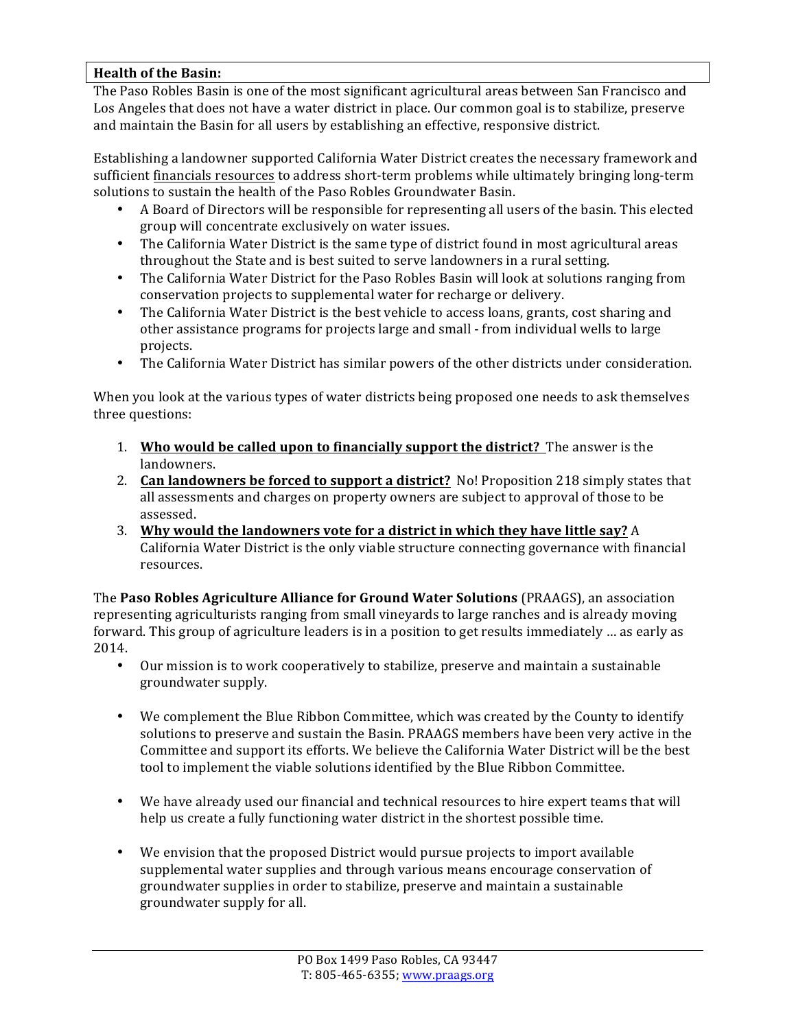**Health of the Basin:**

The Paso Robles Basin is one of the most significant agricultural areas between San Francisco and Los Angeles that does not have a water district in place. Our common goal is to stabilize, preserve and maintain the Basin for all users by establishing an effective, responsive district.

Establishing a landowner supported California Water District creates the necessary framework and sufficient financials resources to address short-term problems while ultimately bringing long-term solutions to sustain the health of the Paso Robles Groundwater Basin.

- A Board of Directors will be responsible for representing all users of the basin. This elected group will concentrate exclusively on water issues.
- The California Water District is the same type of district found in most agricultural areas throughout the State and is best suited to serve landowners in a rural setting.
- The California Water District for the Paso Robles Basin will look at solutions ranging from conservation projects to supplemental water for recharge or delivery.
- The California Water District is the best vehicle to access loans, grants, cost sharing and other assistance programs for projects large and small - from individual wells to large projects.
- The California Water District has similar powers of the other districts under consideration.

When you look at the various types of water districts being proposed one needs to ask themselves three questions:

1. **Who would be called upon to financially support the district?** The answer is the landowners.
2. **Can landowners be forced to support a district?** No! Proposition 218 simply states that all assessments and charges on property owners are subject to approval of those to be assessed.
3. **Why would the landowners vote for a district in which they have little say?** A California Water District is the only viable structure connecting governance with financial resources.

The **Paso Robles Agriculture Alliance for Ground Water Solutions** (PRAAGS), an association representing agriculturists ranging from small vineyards to large ranches and is already moving forward. This group of agriculture leaders is in a position to get results immediately … as early as 2014.

- Our mission is to work cooperatively to stabilize, preserve and maintain a sustainable groundwater supply.
- We complement the Blue Ribbon Committee, which was created by the County to identify solutions to preserve and sustain the Basin. PRAAGS members have been very active in the Committee and support its efforts. We believe the California Water District will be the best tool to implement the viable solutions identified by the Blue Ribbon Committee.
- We have already used our financial and technical resources to hire expert teams that will help us create a fully functioning water district in the shortest possible time.
- We envision that the proposed District would pursue projects to import available supplemental water supplies and through various means encourage conservation of groundwater supplies in order to stabilize, preserve and maintain a sustainable groundwater supply for all.

PO Box 1499 Paso Robles, CA 93447
T: 805-465-6355; www.praags.org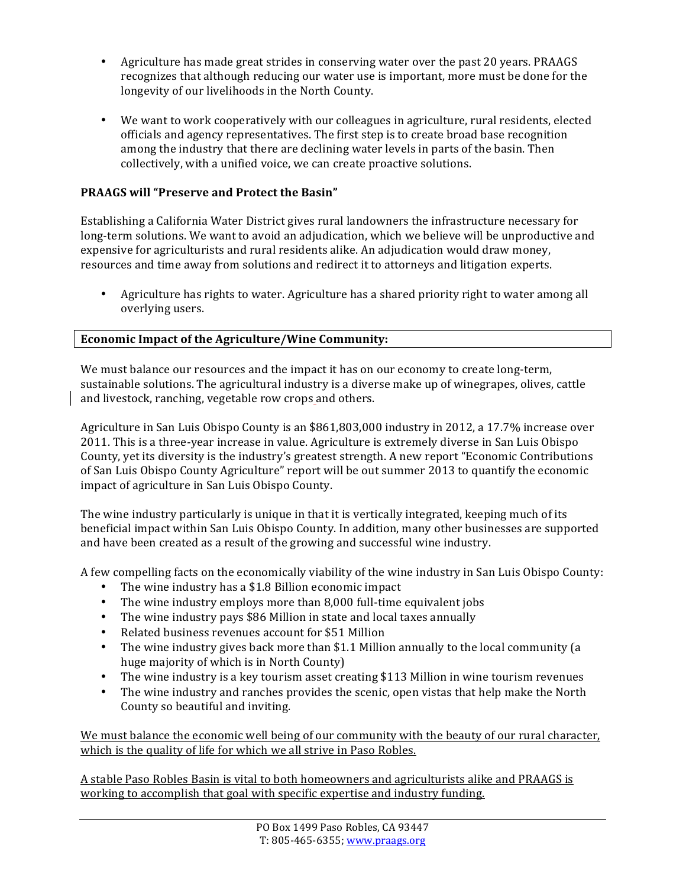- Agriculture has made great strides in conserving water over the past 20 years. PRAAGS recognizes that although reducing our water use is important, more must be done for the longevity of our livelihoods in the North County.

- We want to work cooperatively with our colleagues in agriculture, rural residents, elected officials and agency representatives. The first step is to create broad base recognition among the industry that there are declining water levels in parts of the basin. Then collectively, with a unified voice, we can create proactive solutions.

**PRAAGS will "Preserve and Protect the Basin"**

Establishing a California Water District gives rural landowners the infrastructure necessary for long-term solutions. We want to avoid an adjudication, which we believe will be unproductive and expensive for agriculturists and rural residents alike. An adjudication would draw money, resources and time away from solutions and redirect it to attorneys and litigation experts.

- Agriculture has rights to water. Agriculture has a shared priority right to water among all overlying users.

**Economic Impact of the Agriculture/Wine Community:**

We must balance our resources and the impact it has on our economy to create long-term, sustainable solutions. The agricultural industry is a diverse make up of winegrapes, olives, cattle and livestock, ranching, vegetable row crops and others.

Agriculture in San Luis Obispo County is an $861,803,000 industry in 2012, a 17.7% increase over 2011. This is a three-year increase in value. Agriculture is extremely diverse in San Luis Obispo County, yet its diversity is the industry's greatest strength. A new report "Economic Contributions of San Luis Obispo County Agriculture" report will be out summer 2013 to quantify the economic impact of agriculture in San Luis Obispo County.

The wine industry particularly is unique in that it is vertically integrated, keeping much of its beneficial impact within San Luis Obispo County. In addition, many other businesses are supported and have been created as a result of the growing and successful wine industry.

A few compelling facts on the economically viability of the wine industry in San Luis Obispo County:

- The wine industry has a $1.8 Billion economic impact
- The wine industry employs more than 8,000 full-time equivalent jobs
- The wine industry pays $86 Million in state and local taxes annually
- Related business revenues account for $51 Million
- The wine industry gives back more than $1.1 Million annually to the local community (a huge majority of which is in North County)
- The wine industry is a key tourism asset creating $113 Million in wine tourism revenues
- The wine industry and ranches provides the scenic, open vistas that help make the North County so beautiful and inviting.

<u>We must balance the economic well being of our community with the beauty of our rural character, which is the quality of life for which we all strive in Paso Robles.</u>

<u>A stable Paso Robles Basin is vital to both homeowners and agriculturists alike and PRAAGS is working to accomplish that goal with specific expertise and industry funding.</u>

PO Box 1499 Paso Robles, CA 93447
T: 805-465-6355; www.praags.org